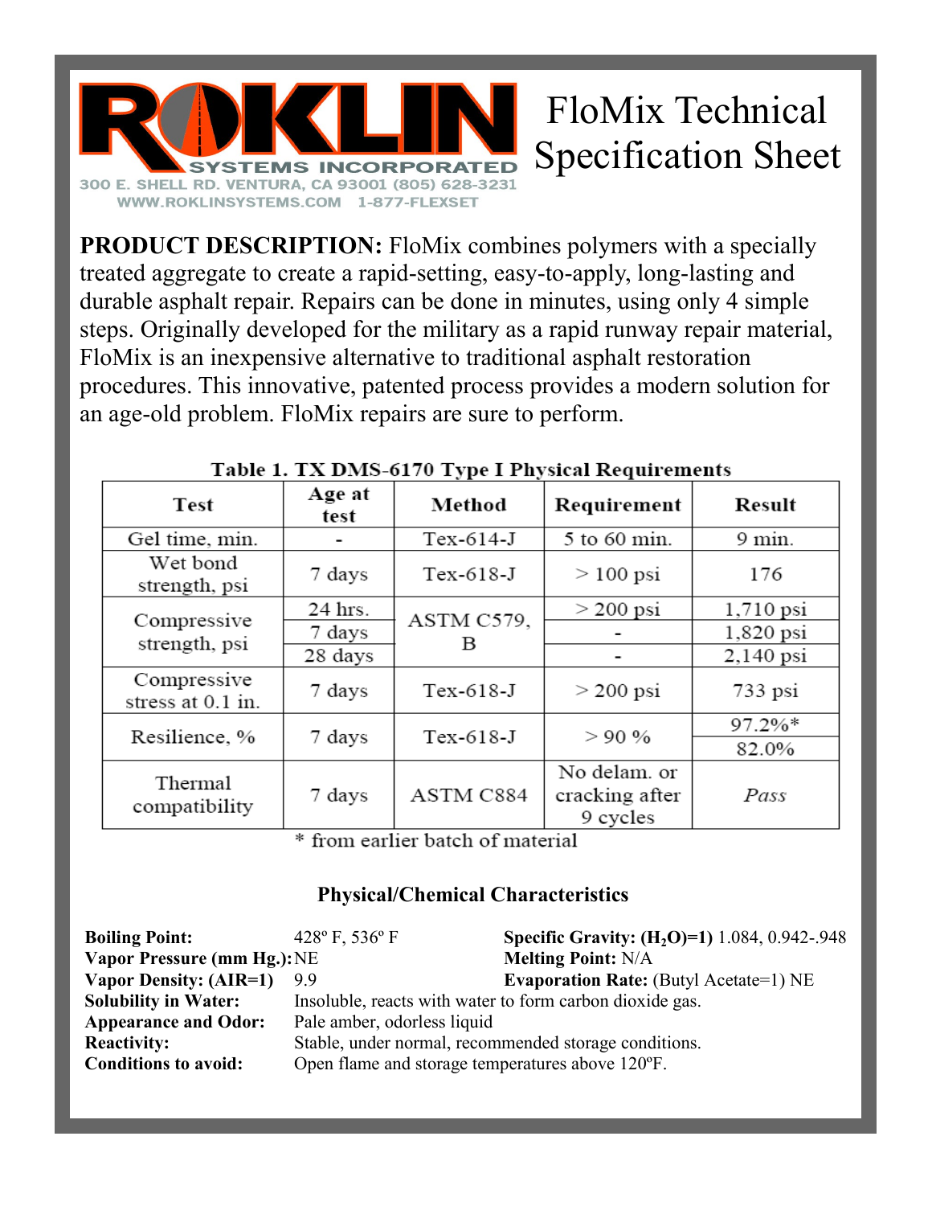ROKLIN SYSTEMS INCORPORATED
300 E. SHELL RD. VENTURA, CA 93001 (805) 628-3231
WWW.ROKLINSYSTEMS.COM 1-877-FLEXSET

# FloMix Technical Specification Sheet

**PRODUCT DESCRIPTION:** FloMix combines polymers with a specially treated aggregate to create a rapid-setting, easy-to-apply, long-lasting and durable asphalt repair. Repairs can be done in minutes, using only 4 simple steps. Originally developed for the military as a rapid runway repair material, FloMix is an inexpensive alternative to traditional asphalt restoration procedures. This innovative, patented process provides a modern solution for an age-old problem. FloMix repairs are sure to perform.

**Table 1. TX DMS-6170 Type I Physical Requirements**

| Test | Age at test | Method | Requirement | Result |
|---|---|---|---|---|
| Gel time, min. | - | Tex-614-J | 5 to 60 min. | 9 min. |
| Wet bond strength, psi | 7 days | Tex-618-J | > 100 psi | 176 |
| Compressive strength, psi | 24 hrs. | ASTM C579, B | > 200 psi | 1,710 psi |
| | 7 days | | - | 1,820 psi |
| | 28 days | | - | 2,140 psi |
| Compressive stress at 0.1 in. | 7 days | Tex-618-J | > 200 psi | 733 psi |
| Resilience, % | 7 days | Tex-618-J | > 90 % | 97.2%* |
| | | | | 82.0% |
| Thermal compatibility | 7 days | ASTM C884 | No delam. or cracking after 9 cycles | *Pass* |

\* from earlier batch of material

### Physical/Chemical Characteristics

**Boiling Point:** 428º F, 536º F

**Specific Gravity: ($H_2O$)=1)** 1.084, 0.942-.948

**Vapor Pressure (mm Hg.):** NE

**Melting Point:** N/A

**Vapor Density: (AIR=1)** 9.9

**Evaporation Rate:** (Butyl Acetate=1) NE

**Solubility in Water:** Insoluble, reacts with water to form carbon dioxide gas.

**Appearance and Odor:** Pale amber, odorless liquid

**Reactivity:** Stable, under normal, recommended storage conditions.

**Conditions to avoid:** Open flame and storage temperatures above 120ºF.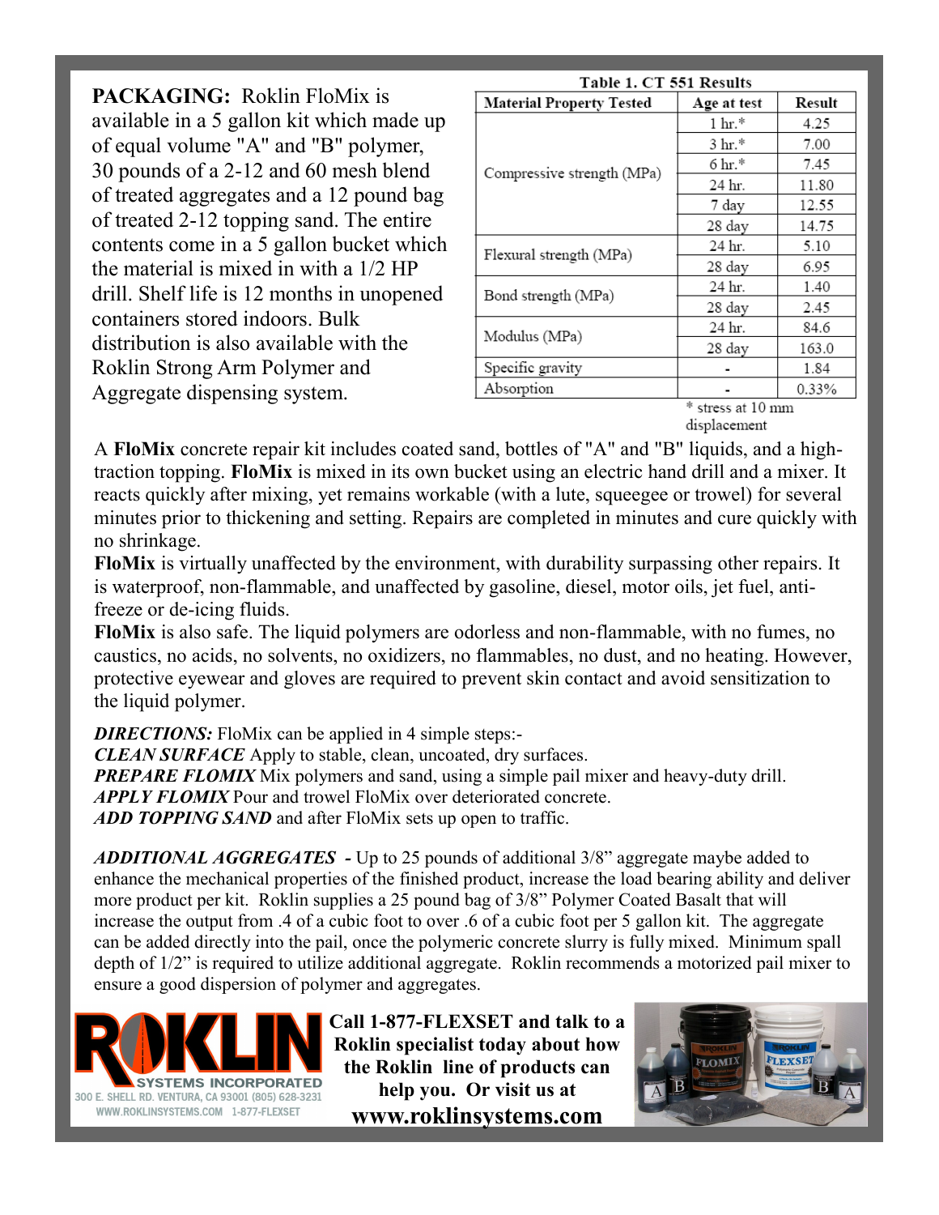**PACKAGING:** Roklin FloMix is available in a 5 gallon kit which made up of equal volume "A" and "B" polymer, 30 pounds of a 2-12 and 60 mesh blend of treated aggregates and a 12 pound bag of treated 2-12 topping sand. The entire contents come in a 5 gallon bucket which the material is mixed in with a 1/2 HP drill. Shelf life is 12 months in unopened containers stored indoors. Bulk distribution is also available with the Roklin Strong Arm Polymer and Aggregate dispensing system.

**Table 1. CT 551 Results**

| Material Property Tested | Age at test | Result |
|---|---|---|
| Compressive strength (MPa) | 1 hr.* | 4.25 |
| | 3 hr.* | 7.00 |
| | 6 hr.* | 7.45 |
| | 24 hr. | 11.80 |
| | 7 day | 12.55 |
| | 28 day | 14.75 |
| Flexural strength (MPa) | 24 hr. | 5.10 |
| | 28 day | 6.95 |
| Bond strength (MPa) | 24 hr. | 1.40 |
| | 28 day | 2.45 |
| Modulus (MPa) | 24 hr. | 84.6 |
| | 28 day | 163.0 |
| Specific gravity | - | 1.84 |
| Absorption | - | 0.33% |

\* stress at 10 mm displacement

A **FloMix** concrete repair kit includes coated sand, bottles of "A" and "B" liquids, and a high-traction topping. **FloMix** is mixed in its own bucket using an electric hand drill and a mixer. It reacts quickly after mixing, yet remains workable (with a lute, squeegee or trowel) for several minutes prior to thickening and setting. Repairs are completed in minutes and cure quickly with no shrinkage.

**FloMix** is virtually unaffected by the environment, with durability surpassing other repairs. It is waterproof, non-flammable, and unaffected by gasoline, diesel, motor oils, jet fuel, anti-freeze or de-icing fluids.

**FloMix** is also safe. The liquid polymers are odorless and non-flammable, with no fumes, no caustics, no acids, no solvents, no oxidizers, no flammables, no dust, and no heating. However, protective eyewear and gloves are required to prevent skin contact and avoid sensitization to the liquid polymer.

***DIRECTIONS:*** FloMix can be applied in 4 simple steps:-

***CLEAN SURFACE*** Apply to stable, clean, uncoated, dry surfaces.

***PREPARE FLOMIX*** Mix polymers and sand, using a simple pail mixer and heavy-duty drill.

***APPLY FLOMIX*** Pour and trowel FloMix over deteriorated concrete.

***ADD TOPPING SAND*** and after FloMix sets up open to traffic.

***ADDITIONAL AGGREGATES -*** Up to 25 pounds of additional 3/8" aggregate maybe added to enhance the mechanical properties of the finished product, increase the load bearing ability and deliver more product per kit. Roklin supplies a 25 pound bag of 3/8" Polymer Coated Basalt that will increase the output from .4 of a cubic foot to over .6 of a cubic foot per 5 gallon kit. The aggregate can be added directly into the pail, once the polymeric concrete slurry is fully mixed. Minimum spall depth of 1/2" is required to utilize additional aggregate. Roklin recommends a motorized pail mixer to ensure a good dispersion of polymer and aggregates.

ROKLIN SYSTEMS INCORPORATED
300 E. SHELL RD. VENTURA, CA 93001 (805) 628-3231
WWW.ROKLINSYSTEMS.COM 1-877-FLEXSET

**Call 1-877-FLEXSET and talk to a Roklin specialist today about how the Roklin line of products can help you. Or visit us at www.roklinsystems.com**